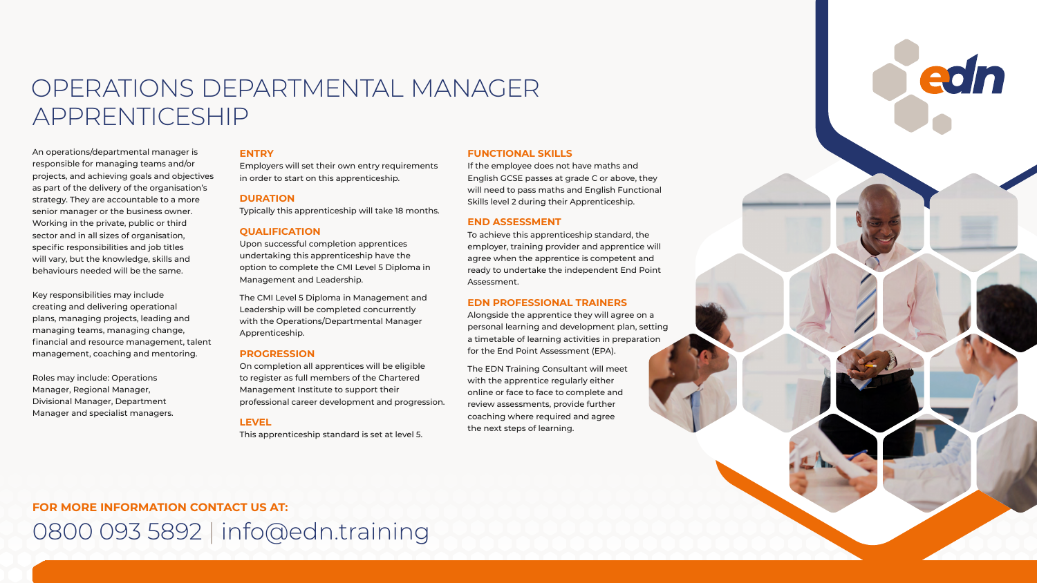# OPERATIONS DEPARTMENTAL MANAGER APPRENTICESHIP

An operations/departmental manager is responsible for managing teams and/or projects, and achieving goals and objectives as part of the delivery of the organisation's strategy. They are accountable to a more senior manager or the business owner. Working in the private, public or third sector and in all sizes of organisation, specific responsibilities and job titles will vary, but the knowledge, skills and behaviours needed will be the same.

Key responsibilities may include creating and delivering operational plans, managing projects, leading and managing teams, managing change, financial and resource management, talent management, coaching and mentoring.

Roles may include: Operations Manager, Regional Manager, Divisional Manager, Department Manager and specialist managers.

## ENTRY

Employers will set their own entry requirements in order to start on this apprenticeship.

## DURATION

Typically this apprenticeship will take 18 months.

## QUALIFICATION

Upon successful completion apprentices undertaking this apprenticeship have the option to complete the CMI Level 5 Diploma in Management and Leadership.

The CMI Level 5 Diploma in Management and Leadership will be completed concurrently with the Operations/Departmental Manager Apprenticeship.

## PROGRESSION

On completion all apprentices will be eligible to register as full members of the Chartered Management Institute to support their professional career development and progression.

## LEVEL

This apprenticeship standard is set at level 5.

## FUNCTIONAL SKILLS

If the employee does not have maths and English GCSE passes at grade C or above, they will need to pass maths and English Functional Skills level 2 during their Apprenticeship.

## END ASSESSMENT

To achieve this apprenticeship standard, the employer, training provider and apprentice will agree when the apprentice is competent and ready to undertake the independent End Point Assessment.

## EDN PROFESSIONAL TRAINERS

Alongside the apprentice they will agree on a personal learning and development plan, setting a timetable of learning activities in preparation for the End Point Assessment (EPA).

The EDN Training Consultant will meet with the apprentice regularly either online or face to face to complete and review assessments, provide further coaching where required and agree the next steps of learning.

**FOR MORE INFORMATION CONTACT US AT:**

0800 093 5892 | info@edn.training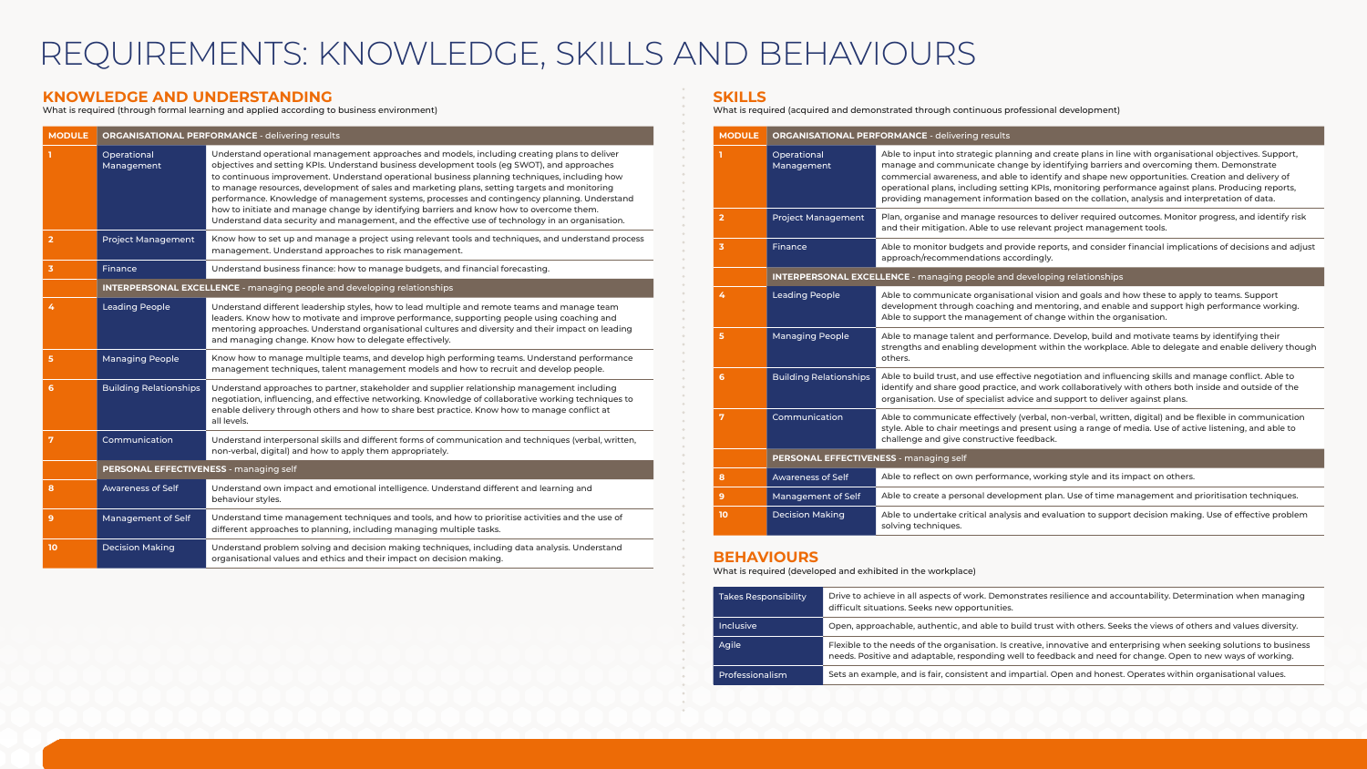# REQUIREMENTS: KNOWLEDGE, SKILLS AND BEHAVIOURS

## KNOWLEDGE AND UNDERSTANDING

What is required (through formal learning and applied according to business environment)

| MODULE | ORGANISATIONAL PERFORMANCE - delivering results | |
|---|---|---|
| 1 | Operational Management | Understand operational management approaches and models, including creating plans to deliver objectives and setting KPIs. Understand business development tools (eg SWOT), and approaches to continuous improvement. Understand operational business planning techniques, including how to manage resources, development of sales and marketing plans, setting targets and monitoring performance. Knowledge of management systems, processes and contingency planning. Understand how to initiate and manage change by identifying barriers and know how to overcome them. Understand data security and management, and the effective use of technology in an organisation. |
| 2 | Project Management | Know how to set up and manage a project using relevant tools and techniques, and understand process management. Understand approaches to risk management. |
| 3 | Finance | Understand business finance: how to manage budgets, and financial forecasting. |
| | **INTERPERSONAL EXCELLENCE** - managing people and developing relationships | |
| 4 | Leading People | Understand different leadership styles, how to lead multiple and remote teams and manage team leaders. Know how to motivate and improve performance, supporting people using coaching and mentoring approaches. Understand organisational cultures and diversity and their impact on leading and managing change. Know how to delegate effectively. |
| 5 | Managing People | Know how to manage multiple teams, and develop high performing teams. Understand performance management techniques, talent management models and how to recruit and develop people. |
| 6 | Building Relationships | Understand approaches to partner, stakeholder and supplier relationship management including negotiation, influencing, and effective networking. Knowledge of collaborative working techniques to enable delivery through others and how to share best practice. Know how to manage conflict at all levels. |
| 7 | Communication | Understand interpersonal skills and different forms of communication and techniques (verbal, written, non-verbal, digital) and how to apply them appropriately. |
| | **PERSONAL EFFECTIVENESS** - managing self | |
| 8 | Awareness of Self | Understand own impact and emotional intelligence. Understand different and learning and behaviour styles. |
| 9 | Management of Self | Understand time management techniques and tools, and how to prioritise activities and the use of different approaches to planning, including managing multiple tasks. |
| 10 | Decision Making | Understand problem solving and decision making techniques, including data analysis. Understand organisational values and ethics and their impact on decision making. |

## SKILLS

What is required (acquired and demonstrated through continuous professional development)

| MODULE | ORGANISATIONAL PERFORMANCE - delivering results | |
|---|---|---|
| 1 | Operational Management | Able to input into strategic planning and create plans in line with organisational objectives. Support, manage and communicate change by identifying barriers and overcoming them. Demonstrate commercial awareness, and able to identify and shape new opportunities. Creation and delivery of operational plans, including setting KPIs, monitoring performance against plans. Producing reports, providing management information based on the collation, analysis and interpretation of data. |
| 2 | Project Management | Plan, organise and manage resources to deliver required outcomes. Monitor progress, and identify risk and their mitigation. Able to use relevant project management tools. |
| 3 | Finance | Able to monitor budgets and provide reports, and consider financial implications of decisions and adjust approach/recommendations accordingly. |
| | **INTERPERSONAL EXCELLENCE** - managing people and developing relationships | |
| 4 | Leading People | Able to communicate organisational vision and goals and how these to apply to teams. Support development through coaching and mentoring, and enable and support high performance working. Able to support the management of change within the organisation. |
| 5 | Managing People | Able to manage talent and performance. Develop, build and motivate teams by identifying their strengths and enabling development within the workplace. Able to delegate and enable delivery though others. |
| 6 | Building Relationships | Able to build trust, and use effective negotiation and influencing skills and manage conflict. Able to identify and share good practice, and work collaboratively with others both inside and outside of the organisation. Use of specialist advice and support to deliver against plans. |
| 7 | Communication | Able to communicate effectively (verbal, non-verbal, written, digital) and be flexible in communication style. Able to chair meetings and present using a range of media. Use of active listening, and able to challenge and give constructive feedback. |
| | **PERSONAL EFFECTIVENESS** - managing self | |
| 8 | Awareness of Self | Able to reflect on own performance, working style and its impact on others. |
| 9 | Management of Self | Able to create a personal development plan. Use of time management and prioritisation techniques. |
| 10 | Decision Making | Able to undertake critical analysis and evaluation to support decision making. Use of effective problem solving techniques. |

## BEHAVIOURS

What is required (developed and exhibited in the workplace)

| | |
|---|---|
| Takes Responsibility | Drive to achieve in all aspects of work. Demonstrates resilience and accountability. Determination when managing difficult situations. Seeks new opportunities. |
| Inclusive | Open, approachable, authentic, and able to build trust with others. Seeks the views of others and values diversity. |
| Agile | Flexible to the needs of the organisation. Is creative, innovative and enterprising when seeking solutions to business needs. Positive and adaptable, responding well to feedback and need for change. Open to new ways of working. |
| Professionalism | Sets an example, and is fair, consistent and impartial. Open and honest. Operates within organisational values. |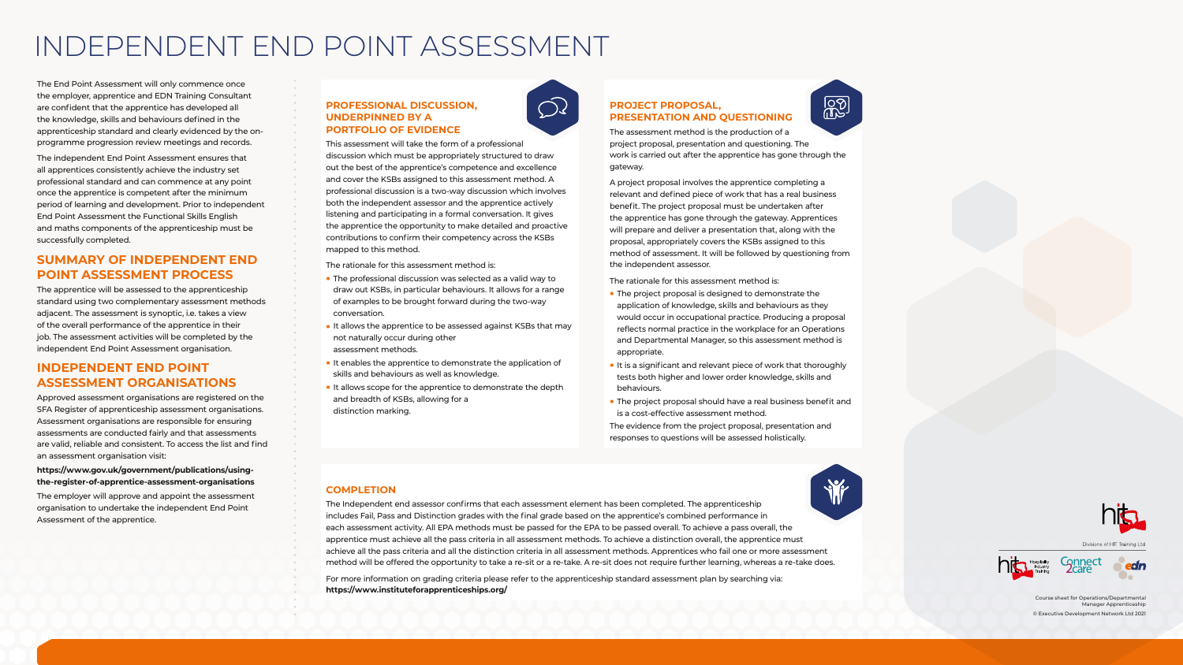# INDEPENDENT END POINT ASSESSMENT

The End Point Assessment will only commence once the employer, apprentice and EDN Training Consultant are confident that the apprentice has developed all the knowledge, skills and behaviours defined in the apprenticeship standard and clearly evidenced by the on-programme progression review meetings and records.

The independent End Point Assessment ensures that all apprentices consistently achieve the industry set professional standard and can commence at any point once the apprentice is competent after the minimum period of learning and development. Prior to independent End Point Assessment the Functional Skills English and maths components of the apprenticeship must be successfully completed.

## SUMMARY OF INDEPENDENT END POINT ASSESSMENT PROCESS

The apprentice will be assessed to the apprenticeship standard using two complementary assessment methods adjacent. The assessment is synoptic, i.e. takes a view of the overall performance of the apprentice in their job. The assessment activities will be completed by the independent End Point Assessment organisation.

## INDEPENDENT END POINT ASSESSMENT ORGANISATIONS

Approved assessment organisations are registered on the SFA Register of apprenticeship assessment organisations. Assessment organisations are responsible for ensuring assessments are conducted fairly and that assessments are valid, reliable and consistent. To access the list and find an assessment organisation visit:

**https://www.gov.uk/government/publications/using-the-register-of-apprentice-assessment-organisations**

The employer will approve and appoint the assessment organisation to undertake the independent End Point Assessment of the apprentice.

### PROFESSIONAL DISCUSSION, UNDERPINNED BY A PORTFOLIO OF EVIDENCE

This assessment will take the form of a professional discussion which must be appropriately structured to draw out the best of the apprentice's competence and excellence and cover the KSBs assigned to this assessment method. A professional discussion is a two-way discussion which involves both the independent assessor and the apprentice actively listening and participating in a formal conversation. It gives the apprentice the opportunity to make detailed and proactive contributions to confirm their competency across the KSBs mapped to this method.

The rationale for this assessment method is:

- The professional discussion was selected as a valid way to draw out KSBs, in particular behaviours. It allows for a range of examples to be brought forward during the two-way conversation.
- It allows the apprentice to be assessed against KSBs that may not naturally occur during other assessment methods.
- It enables the apprentice to demonstrate the application of skills and behaviours as well as knowledge.
- It allows scope for the apprentice to demonstrate the depth and breadth of KSBs, allowing for a distinction marking.

### PROJECT PROPOSAL, PRESENTATION AND QUESTIONING

The assessment method is the production of a project proposal, presentation and questioning. The work is carried out after the apprentice has gone through the gateway.

A project proposal involves the apprentice completing a relevant and defined piece of work that has a real business benefit. The project proposal must be undertaken after the apprentice has gone through the gateway. Apprentices will prepare and deliver a presentation that, along with the proposal, appropriately covers the KSBs assigned to this method of assessment. It will be followed by questioning from the independent assessor.

The rationale for this assessment method is:

- The project proposal is designed to demonstrate the application of knowledge, skills and behaviours as they would occur in occupational practice. Producing a proposal reflects normal practice in the workplace for an Operations and Departmental Manager, so this assessment method is appropriate.
- It is a significant and relevant piece of work that thoroughly tests both higher and lower order knowledge, skills and behaviours.
- The project proposal should have a real business benefit and is a cost-effective assessment method.

The evidence from the project proposal, presentation and responses to questions will be assessed holistically.

### COMPLETION

The Independent end assessor confirms that each assessment element has been completed. The apprenticeship includes Fail, Pass and Distinction grades with the final grade based on the apprentice's combined performance in each assessment activity. All EPA methods must be passed for the EPA to be passed overall. To achieve a pass overall, the apprentice must achieve all the pass criteria in all assessment methods. To achieve a distinction overall, the apprentice must achieve all the pass criteria and all the distinction criteria in all assessment methods. Apprentices who fail one or more assessment method will be offered the opportunity to take a re-sit or a re-take. A re-sit does not require further learning, whereas a re-take does.

For more information on grading criteria please refer to the apprenticeship standard assessment plan by searching via: **https://www.instituteforapprenticeships.org/**

Divisions of HIT Training Ltd

Course sheet for Operations/Departmental Manager Apprenticeship

© Executive Development Network Ltd 2021